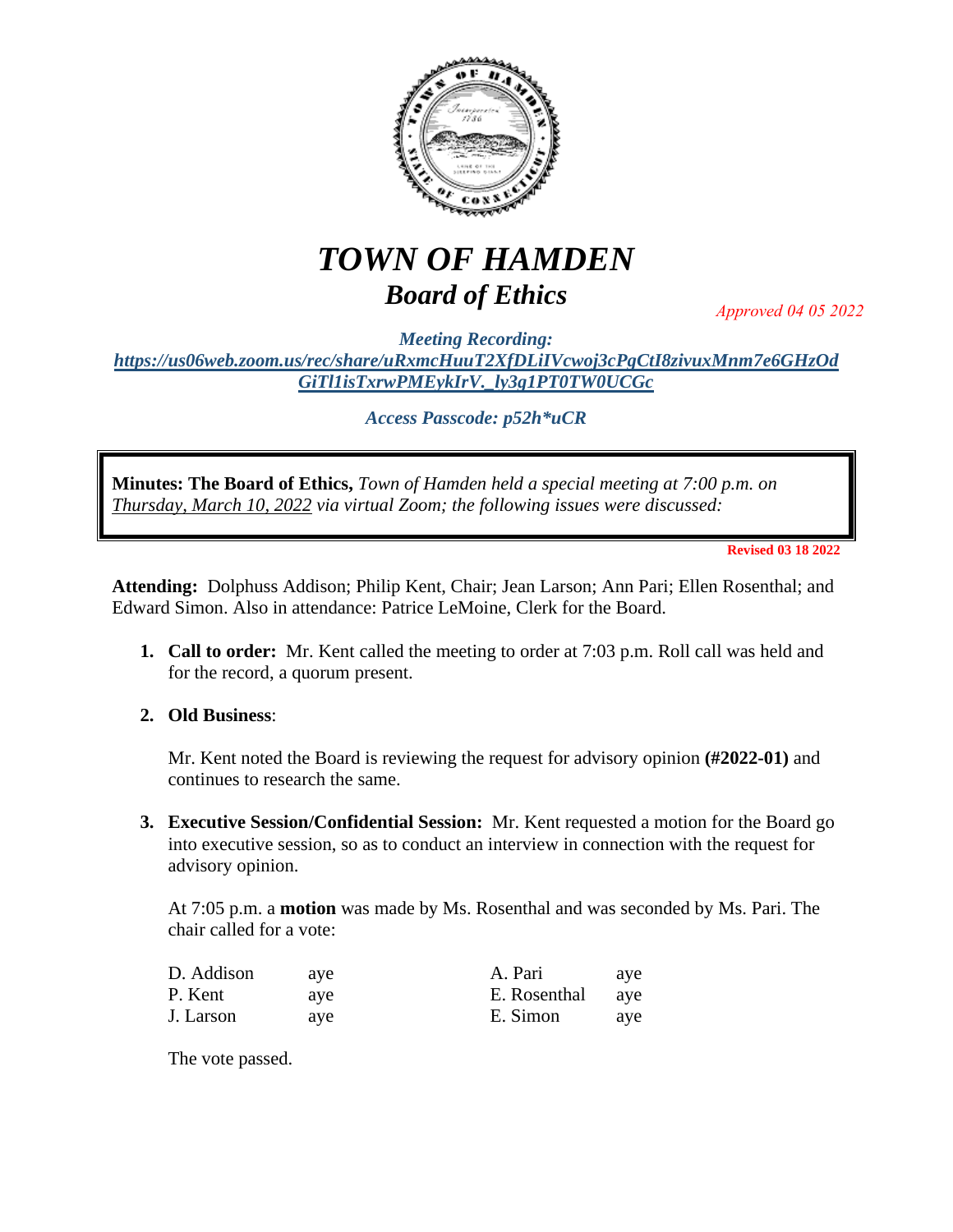# *TOWN OF HAMDEN*

## *Board of Ethics*

*Approved 04 05 2022*

***Meeting Recording:***
***https://us06web.zoom.us/rec/share/uRxmcHuuT2XfDLiIVcwoj3cPqCtI8zivuxMnm7e6GHzOdGiTl1isTxrwPMEykIrV._ly3g1PT0TW0UCGc***

***Access Passcode: p52h*uCR***

**Minutes: The Board of Ethics,** *Town of Hamden held a special meeting at 7:00 p.m. on Thursday, March 10, 2022 via virtual Zoom; the following issues were discussed:*

**Revised 03 18 2022**

**Attending:** Dolphuss Addison; Philip Kent, Chair; Jean Larson; Ann Pari; Ellen Rosenthal; and Edward Simon. Also in attendance: Patrice LeMoine, Clerk for the Board.

1. **Call to order:** Mr. Kent called the meeting to order at 7:03 p.m. Roll call was held and for the record, a quorum present.

2. **Old Business**:

   Mr. Kent noted the Board is reviewing the request for advisory opinion **(#2022-01)** and continues to research the same.

3. **Executive Session/Confidential Session:** Mr. Kent requested a motion for the Board go into executive session, so as to conduct an interview in connection with the request for advisory opinion.

   At 7:05 p.m. a **motion** was made by Ms. Rosenthal and was seconded by Ms. Pari. The chair called for a vote:

   | | | | |
   |---|---|---|---|
   | D. Addison | aye | A. Pari | aye |
   | P. Kent | aye | E. Rosenthal | aye |
   | J. Larson | aye | E. Simon | aye |

   The vote passed.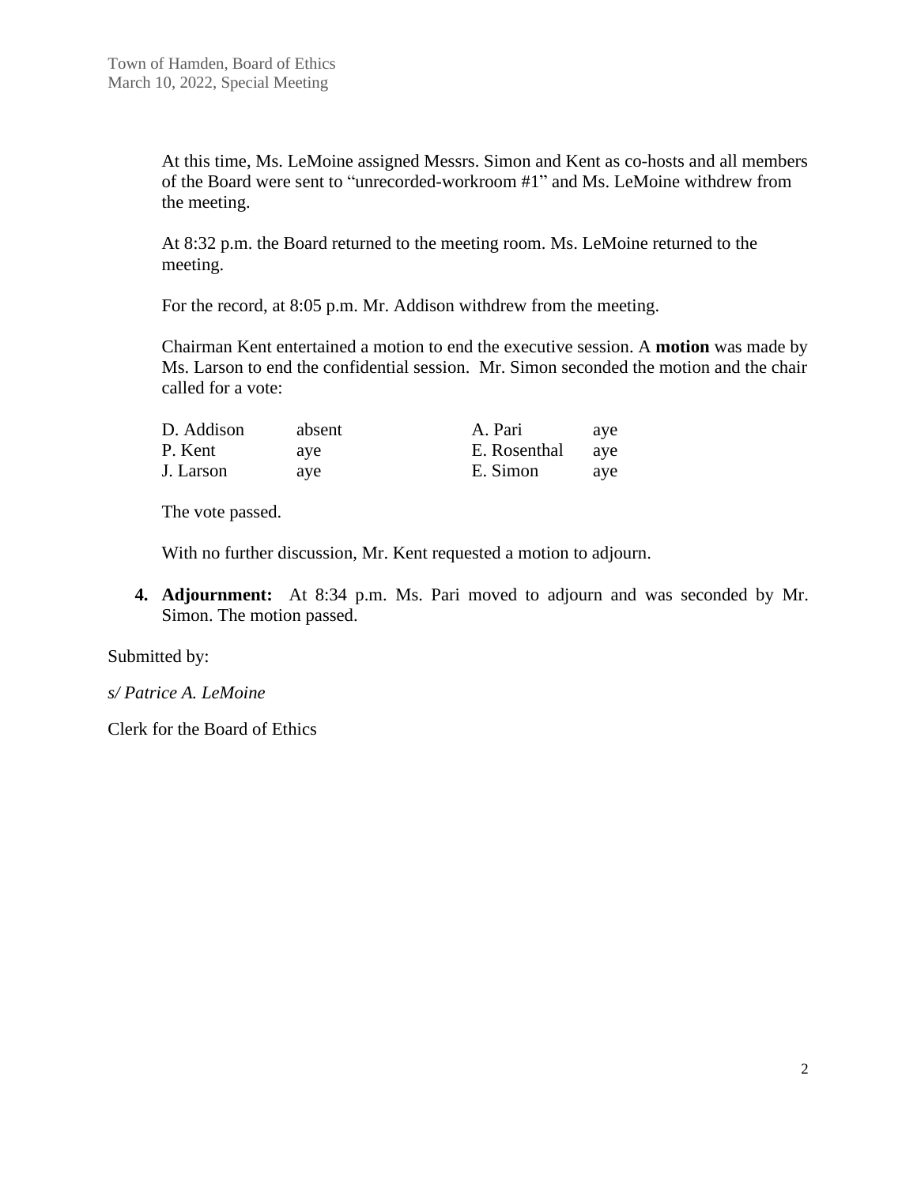At this time, Ms. LeMoine assigned Messrs. Simon and Kent as co-hosts and all members of the Board were sent to "unrecorded-workroom #1" and Ms. LeMoine withdrew from the meeting.

At 8:32 p.m. the Board returned to the meeting room. Ms. LeMoine returned to the meeting.

For the record, at 8:05 p.m. Mr. Addison withdrew from the meeting.

Chairman Kent entertained a motion to end the executive session. A **motion** was made by Ms. Larson to end the confidential session. Mr. Simon seconded the motion and the chair called for a vote:

| | | | |
|---|---|---|---|
| D. Addison | absent | A. Pari | aye |
| P. Kent | aye | E. Rosenthal | aye |
| J. Larson | aye | E. Simon | aye |

The vote passed.

With no further discussion, Mr. Kent requested a motion to adjourn.

4. **Adjournment:** At 8:34 p.m. Ms. Pari moved to adjourn and was seconded by Mr. Simon. The motion passed.

Submitted by:

*s/ Patrice A. LeMoine*

Clerk for the Board of Ethics